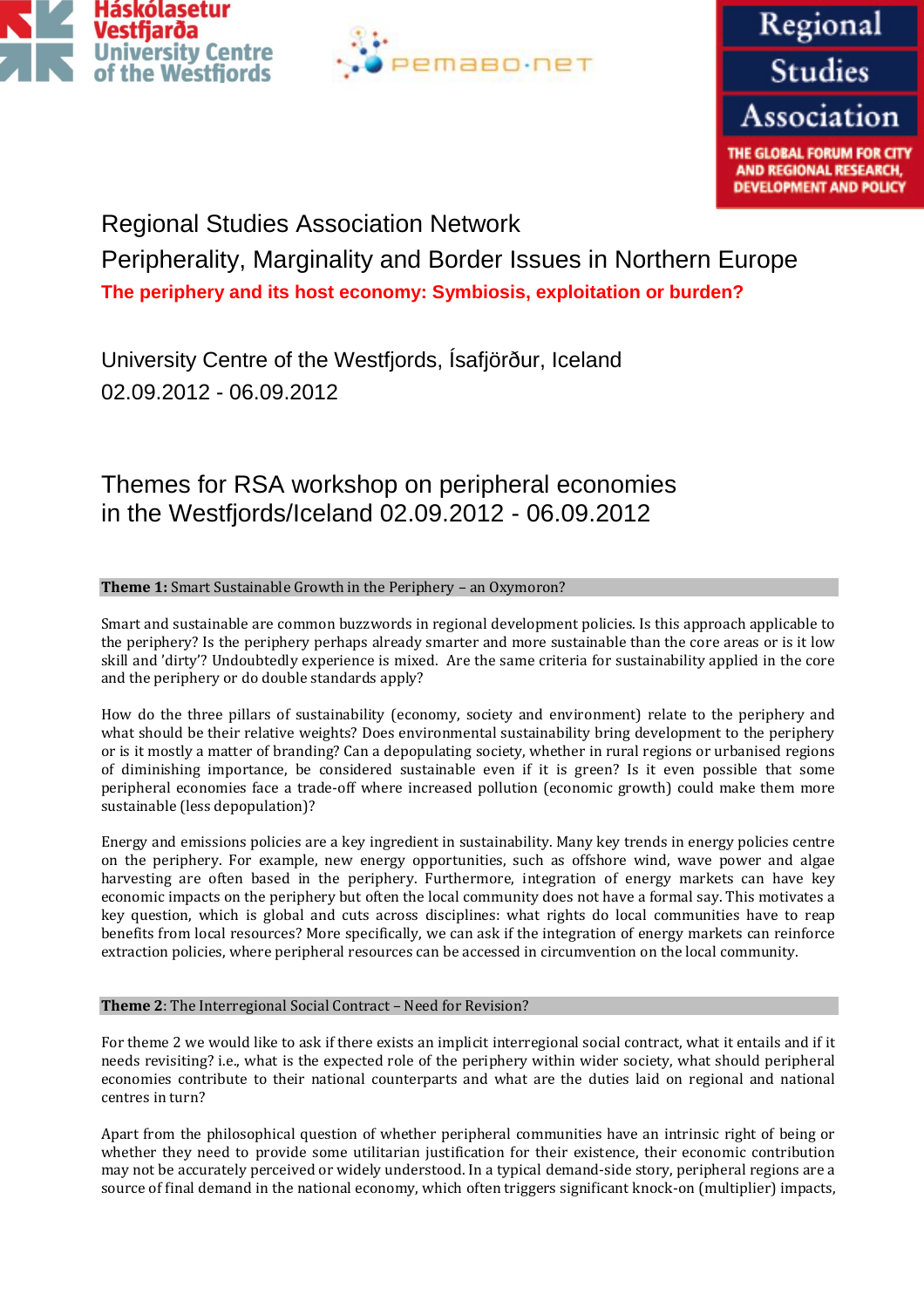Háskólasetur Vestfjarða
University Centre of the Westfjords

pemaBo·net

Regional Studies Association
THE GLOBAL FORUM FOR CITY AND REGIONAL RESEARCH, DEVELOPMENT AND POLICY

# Regional Studies Association Network

## Peripherality, Marginality and Border Issues in Northern Europe

**The periphery and its host economy: Symbiosis, exploitation or burden?**

University Centre of the Westfjords, Ísafjörður, Iceland
02.09.2012 - 06.09.2012

## Themes for RSA workshop on peripheral economies in the Westfjords/Iceland 02.09.2012 - 06.09.2012

### **Theme 1:** Smart Sustainable Growth in the Periphery – an Oxymoron?

Smart and sustainable are common buzzwords in regional development policies. Is this approach applicable to the periphery? Is the periphery perhaps already smarter and more sustainable than the core areas or is it low skill and 'dirty'? Undoubtedly experience is mixed. Are the same criteria for sustainability applied in the core and the periphery or do double standards apply?

How do the three pillars of sustainability (economy, society and environment) relate to the periphery and what should be their relative weights? Does environmental sustainability bring development to the periphery or is it mostly a matter of branding? Can a depopulating society, whether in rural regions or urbanised regions of diminishing importance, be considered sustainable even if it is green? Is it even possible that some peripheral economies face a trade-off where increased pollution (economic growth) could make them more sustainable (less depopulation)?

Energy and emissions policies are a key ingredient in sustainability. Many key trends in energy policies centre on the periphery. For example, new energy opportunities, such as offshore wind, wave power and algae harvesting are often based in the periphery. Furthermore, integration of energy markets can have key economic impacts on the periphery but often the local community does not have a formal say. This motivates a key question, which is global and cuts across disciplines: what rights do local communities have to reap benefits from local resources? More specifically, we can ask if the integration of energy markets can reinforce extraction policies, where peripheral resources can be accessed in circumvention on the local community.

### **Theme 2**: The Interregional Social Contract – Need for Revision?

For theme 2 we would like to ask if there exists an implicit interregional social contract, what it entails and if it needs revisiting? i.e., what is the expected role of the periphery within wider society, what should peripheral economies contribute to their national counterparts and what are the duties laid on regional and national centres in turn?

Apart from the philosophical question of whether peripheral communities have an intrinsic right of being or whether they need to provide some utilitarian justification for their existence, their economic contribution may not be accurately perceived or widely understood. In a typical demand-side story, peripheral regions are a source of final demand in the national economy, which often triggers significant knock-on (multiplier) impacts,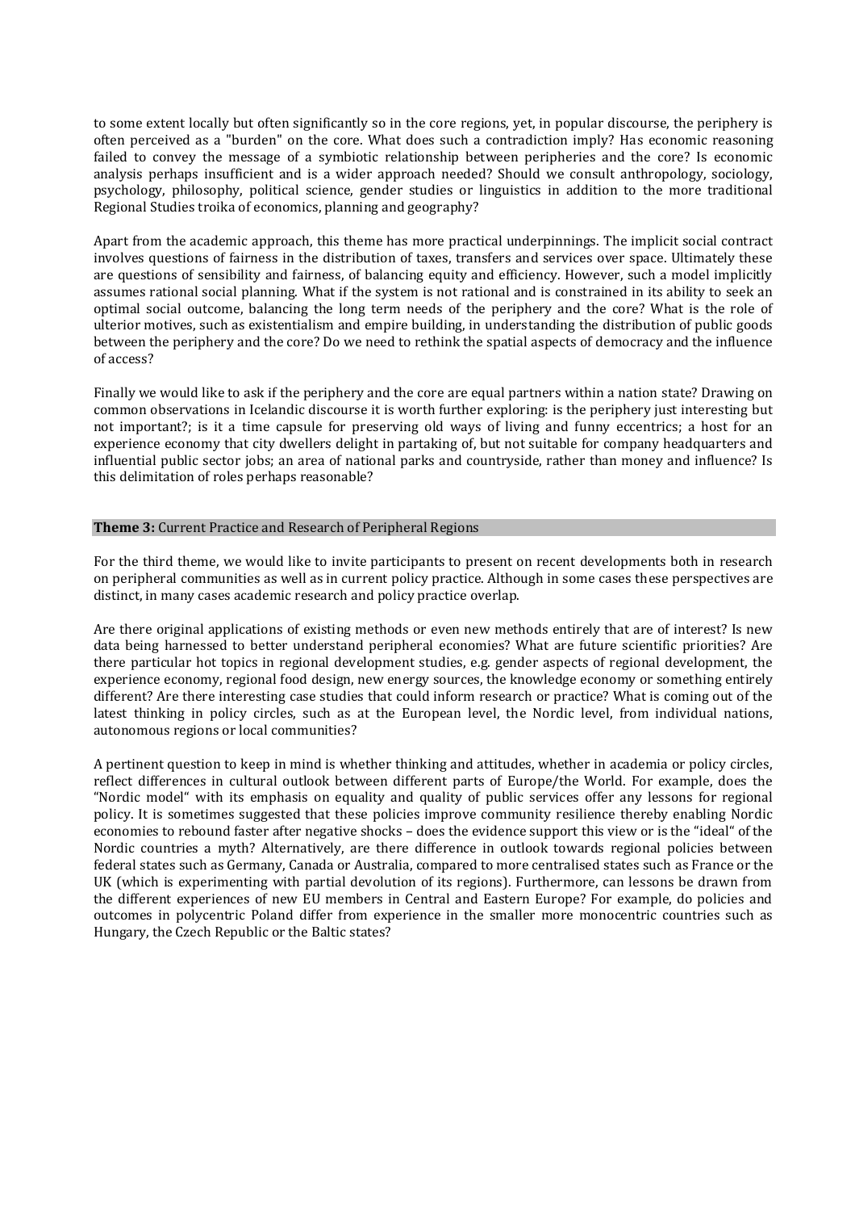to some extent locally but often significantly so in the core regions, yet, in popular discourse, the periphery is often perceived as a "burden" on the core. What does such a contradiction imply? Has economic reasoning failed to convey the message of a symbiotic relationship between peripheries and the core? Is economic analysis perhaps insufficient and is a wider approach needed? Should we consult anthropology, sociology, psychology, philosophy, political science, gender studies or linguistics in addition to the more traditional Regional Studies troika of economics, planning and geography?

Apart from the academic approach, this theme has more practical underpinnings. The implicit social contract involves questions of fairness in the distribution of taxes, transfers and services over space. Ultimately these are questions of sensibility and fairness, of balancing equity and efficiency. However, such a model implicitly assumes rational social planning. What if the system is not rational and is constrained in its ability to seek an optimal social outcome, balancing the long term needs of the periphery and the core? What is the role of ulterior motives, such as existentialism and empire building, in understanding the distribution of public goods between the periphery and the core? Do we need to rethink the spatial aspects of democracy and the influence of access?

Finally we would like to ask if the periphery and the core are equal partners within a nation state? Drawing on common observations in Icelandic discourse it is worth further exploring: is the periphery just interesting but not important?; is it a time capsule for preserving old ways of living and funny eccentrics; a host for an experience economy that city dwellers delight in partaking of, but not suitable for company headquarters and influential public sector jobs; an area of national parks and countryside, rather than money and influence? Is this delimitation of roles perhaps reasonable?

## **Theme 3:** Current Practice and Research of Peripheral Regions

For the third theme, we would like to invite participants to present on recent developments both in research on peripheral communities as well as in current policy practice. Although in some cases these perspectives are distinct, in many cases academic research and policy practice overlap.

Are there original applications of existing methods or even new methods entirely that are of interest? Is new data being harnessed to better understand peripheral economies? What are future scientific priorities? Are there particular hot topics in regional development studies, e.g. gender aspects of regional development, the experience economy, regional food design, new energy sources, the knowledge economy or something entirely different? Are there interesting case studies that could inform research or practice? What is coming out of the latest thinking in policy circles, such as at the European level, the Nordic level, from individual nations, autonomous regions or local communities?

A pertinent question to keep in mind is whether thinking and attitudes, whether in academia or policy circles, reflect differences in cultural outlook between different parts of Europe/the World. For example, does the "Nordic model" with its emphasis on equality and quality of public services offer any lessons for regional policy. It is sometimes suggested that these policies improve community resilience thereby enabling Nordic economies to rebound faster after negative shocks – does the evidence support this view or is the "ideal" of the Nordic countries a myth? Alternatively, are there difference in outlook towards regional policies between federal states such as Germany, Canada or Australia, compared to more centralised states such as France or the UK (which is experimenting with partial devolution of its regions). Furthermore, can lessons be drawn from the different experiences of new EU members in Central and Eastern Europe? For example, do policies and outcomes in polycentric Poland differ from experience in the smaller more monocentric countries such as Hungary, the Czech Republic or the Baltic states?